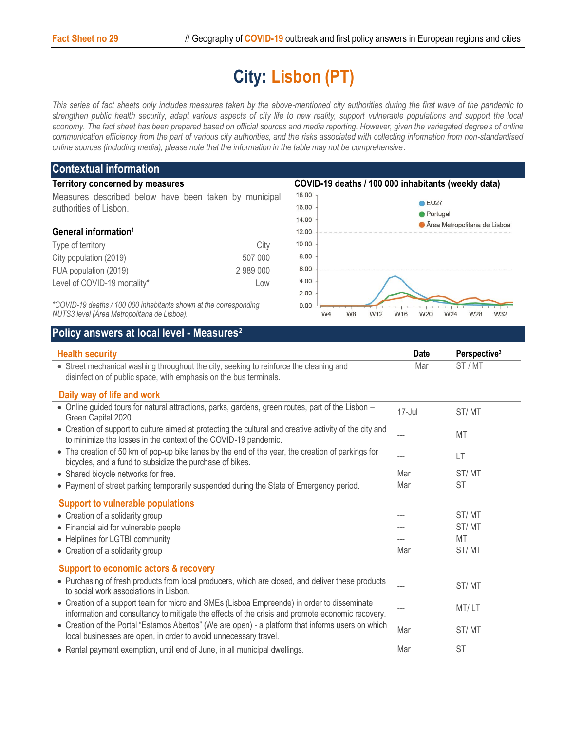# City: Lisbon (PT)

*This series of fact sheets only includes measures taken by the above-mentioned city authorities during the first wave of the pandemic to strengthen public health security, adapt various aspects of city life to new reality, support vulnerable populations and support the local economy. The fact sheet has been prepared based on official sources and media reporting. However, given the variegated degrees of online communication efficiency from the part of various city authorities, and the risks associated with collecting information from non-standardised online sources (including media), please note that the information in the table may not be comprehensive.*

## Contextual information

### Territory concerned by measures

Measures described below have been taken by municipal authorities of Lisbon.

### General information[1]

| | |
|---|---|
| Type of territory | City |
| City population (2019) | 507 000 |
| FUA population (2019) | 2 989 000 |
| Level of COVID-19 mortality* | Low |

*\*COVID-19 deaths / 100 000 inhabitants shown at the corresponding NUTS3 level (Área Metropolitana de Lisboa).*

### COVID-19 deaths / 100 000 inhabitants (weekly data)

EU27 · Portugal · Área Metropolitana de Lisboa

## Policy answers at local level - Measures[2]

| Health security | Date | Perspective[3] |
|---|---|---|
| Street mechanical washing throughout the city, seeking to reinforce the cleaning and disinfection of public space, with emphasis on the bus terminals. | Mar | ST / MT |
| **Daily way of life and work** | | |
| Online guided tours for natural attractions, parks, gardens, green routes, part of the Lisbon – Green Capital 2020. | 17-Jul | ST/ MT |
| Creation of support to culture aimed at protecting the cultural and creative activity of the city and to minimize the losses in the context of the COVID-19 pandemic. | --- | MT |
| The creation of 50 km of pop-up bike lanes by the end of the year, the creation of parkings for bicycles, and a fund to subsidize the purchase of bikes. | --- | LT |
| Shared bicycle networks for free. | Mar | ST/ MT |
| Payment of street parking temporarily suspended during the State of Emergency period. | Mar | ST |
| **Support to vulnerable populations** | | |
| Creation of a solidarity group | --- | ST/ MT |
| Financial aid for vulnerable people | --- | ST/ MT |
| Helplines for LGTBI community | --- | MT |
| Creation of a solidarity group | Mar | ST/ MT |
| **Support to economic actors & recovery** | | |
| Purchasing of fresh products from local producers, which are closed, and deliver these products to social work associations in Lisbon. | --- | ST/ MT |
| Creation of a support team for micro and SMEs (Lisboa Empreende) in order to disseminate information and consultancy to mitigate the effects of the crisis and promote economic recovery. | --- | MT/ LT |
| Creation of the Portal "Estamos Abertos" (We are open) - a platform that informs users on which local businesses are open, in order to avoid unnecessary travel. | Mar | ST/ MT |
| Rental payment exemption, until end of June, in all municipal dwellings. | Mar | ST |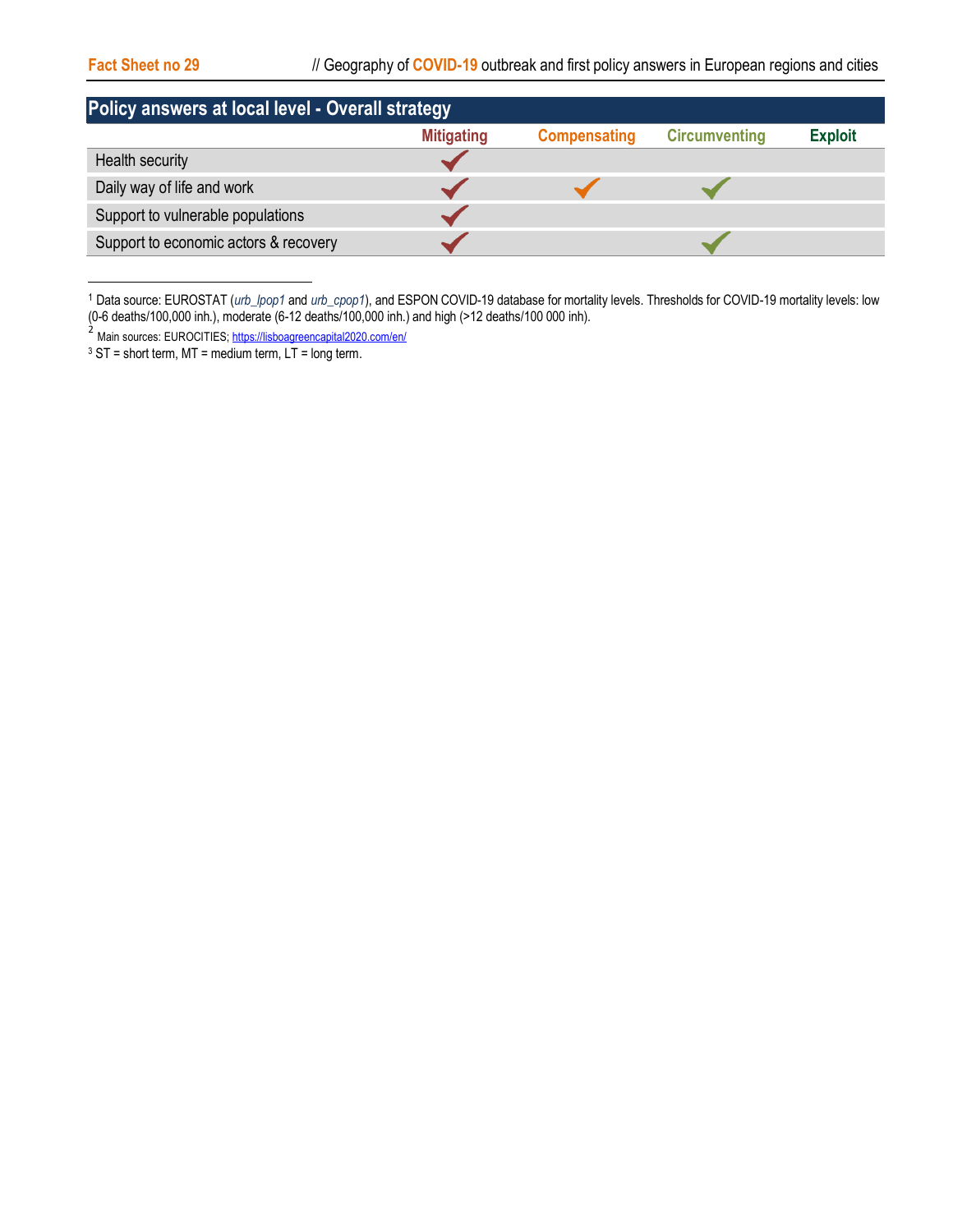## Policy answers at local level - Overall strategy

| | Mitigating | Compensating | Circumventing | Exploit |
|---|---|---|---|---|
| Health security | ✓ | | | |
| Daily way of life and work | ✓ | ✓ | ✓ | |
| Support to vulnerable populations | ✓ | | | |
| Support to economic actors & recovery | ✓ | | ✓ | |

[1] Data source: EUROSTAT (*urb_lpop1* and *urb_cpop1*), and ESPON COVID-19 database for mortality levels. Thresholds for COVID-19 mortality levels: low (0-6 deaths/100,000 inh.), moderate (6-12 deaths/100,000 inh.) and high (>12 deaths/100 000 inh).

[2] Main sources: EUROCITIES; https://lisboagreencapital2020.com/en/

[3] ST = short term, MT = medium term, LT = long term.